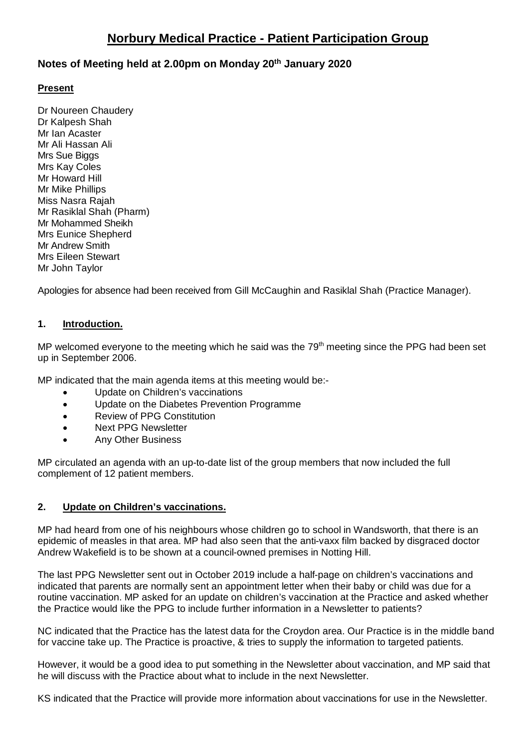# Norbury Medical Practice - Patient Participation Group

## Notes of Meeting held at 2.00pm on Monday 20th January 2020

### Present

Dr Noureen Chaudery
Dr Kalpesh Shah
Mr Ian Acaster
Mr Ali Hassan Ali
Mrs Sue Biggs
Mrs Kay Coles
Mr Howard Hill
Mr Mike Phillips
Miss Nasra Rajah
Mr Rasiklal Shah (Pharm)
Mr Mohammed Sheikh
Mrs Eunice Shepherd
Mr Andrew Smith
Mrs Eileen Stewart
Mr John Taylor

Apologies for absence had been received from Gill McCaughin and Rasiklal Shah (Practice Manager).

### 1. Introduction.

MP welcomed everyone to the meeting which he said was the 79th meeting since the PPG had been set up in September 2006.

MP indicated that the main agenda items at this meeting would be:-

- Update on Children's vaccinations
- Update on the Diabetes Prevention Programme
- Review of PPG Constitution
- Next PPG Newsletter
- Any Other Business

MP circulated an agenda with an up-to-date list of the group members that now included the full complement of 12 patient members.

### 2. Update on Children's vaccinations.

MP had heard from one of his neighbours whose children go to school in Wandsworth, that there is an epidemic of measles in that area. MP had also seen that the anti-vaxx film backed by disgraced doctor Andrew Wakefield is to be shown at a council-owned premises in Notting Hill.

The last PPG Newsletter sent out in October 2019 include a half-page on children's vaccinations and indicated that parents are normally sent an appointment letter when their baby or child was due for a routine vaccination. MP asked for an update on children's vaccination at the Practice and asked whether the Practice would like the PPG to include further information in a Newsletter to patients?

NC indicated that the Practice has the latest data for the Croydon area. Our Practice is in the middle band for vaccine take up. The Practice is proactive, & tries to supply the information to targeted patients.

However, it would be a good idea to put something in the Newsletter about vaccination, and MP said that he will discuss with the Practice about what to include in the next Newsletter.

KS indicated that the Practice will provide more information about vaccinations for use in the Newsletter.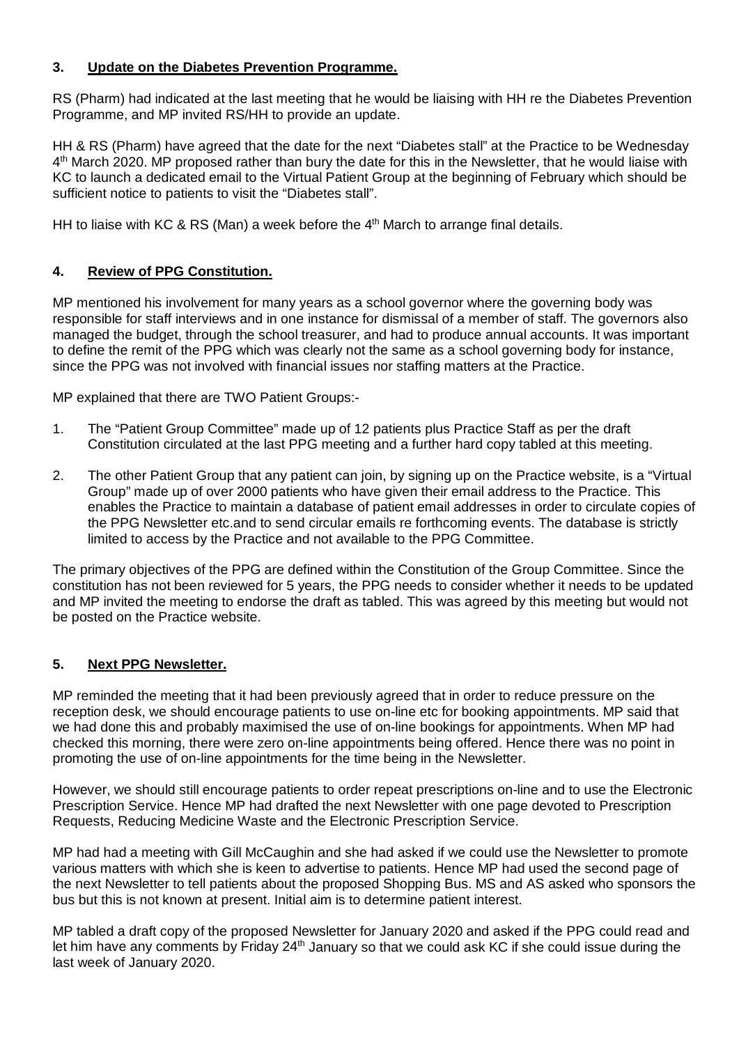### 3. Update on the Diabetes Prevention Programme.

RS (Pharm) had indicated at the last meeting that he would be liaising with HH re the Diabetes Prevention Programme, and MP invited RS/HH to provide an update.

HH & RS (Pharm) have agreed that the date for the next "Diabetes stall" at the Practice to be Wednesday 4th March 2020. MP proposed rather than bury the date for this in the Newsletter, that he would liaise with KC to launch a dedicated email to the Virtual Patient Group at the beginning of February which should be sufficient notice to patients to visit the "Diabetes stall".

HH to liaise with KC & RS (Man) a week before the 4th March to arrange final details.

### 4. Review of PPG Constitution.

MP mentioned his involvement for many years as a school governor where the governing body was responsible for staff interviews and in one instance for dismissal of a member of staff. The governors also managed the budget, through the school treasurer, and had to produce annual accounts. It was important to define the remit of the PPG which was clearly not the same as a school governing body for instance, since the PPG was not involved with financial issues nor staffing matters at the Practice.

MP explained that there are TWO Patient Groups:-

1. The "Patient Group Committee" made up of 12 patients plus Practice Staff as per the draft Constitution circulated at the last PPG meeting and a further hard copy tabled at this meeting.
2. The other Patient Group that any patient can join, by signing up on the Practice website, is a "Virtual Group" made up of over 2000 patients who have given their email address to the Practice. This enables the Practice to maintain a database of patient email addresses in order to circulate copies of the PPG Newsletter etc.and to send circular emails re forthcoming events. The database is strictly limited to access by the Practice and not available to the PPG Committee.

The primary objectives of the PPG are defined within the Constitution of the Group Committee. Since the constitution has not been reviewed for 5 years, the PPG needs to consider whether it needs to be updated and MP invited the meeting to endorse the draft as tabled. This was agreed by this meeting but would not be posted on the Practice website.

### 5. Next PPG Newsletter.

MP reminded the meeting that it had been previously agreed that in order to reduce pressure on the reception desk, we should encourage patients to use on-line etc for booking appointments. MP said that we had done this and probably maximised the use of on-line bookings for appointments. When MP had checked this morning, there were zero on-line appointments being offered. Hence there was no point in promoting the use of on-line appointments for the time being in the Newsletter.

However, we should still encourage patients to order repeat prescriptions on-line and to use the Electronic Prescription Service. Hence MP had drafted the next Newsletter with one page devoted to Prescription Requests, Reducing Medicine Waste and the Electronic Prescription Service.

MP had had a meeting with Gill McCaughin and she had asked if we could use the Newsletter to promote various matters with which she is keen to advertise to patients. Hence MP had used the second page of the next Newsletter to tell patients about the proposed Shopping Bus. MS and AS asked who sponsors the bus but this is not known at present. Initial aim is to determine patient interest.

MP tabled a draft copy of the proposed Newsletter for January 2020 and asked if the PPG could read and let him have any comments by Friday 24th January so that we could ask KC if she could issue during the last week of January 2020.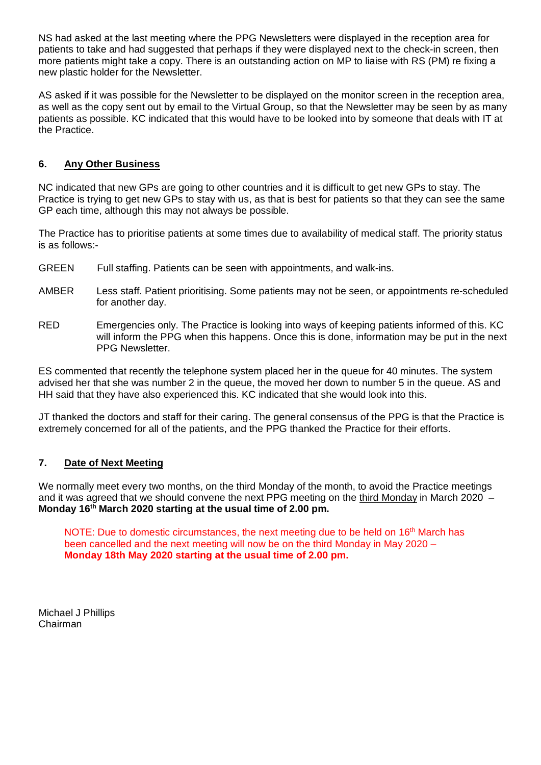NS had asked at the last meeting where the PPG Newsletters were displayed in the reception area for patients to take and had suggested that perhaps if they were displayed next to the check-in screen, then more patients might take a copy. There is an outstanding action on MP to liaise with RS (PM) re fixing a new plastic holder for the Newsletter.

AS asked if it was possible for the Newsletter to be displayed on the monitor screen in the reception area, as well as the copy sent out by email to the Virtual Group, so that the Newsletter may be seen by as many patients as possible. KC indicated that this would have to be looked into by someone that deals with IT at the Practice.

## 6. Any Other Business

NC indicated that new GPs are going to other countries and it is difficult to get new GPs to stay. The Practice is trying to get new GPs to stay with us, as that is best for patients so that they can see the same GP each time, although this may not always be possible.

The Practice has to prioritise patients at some times due to availability of medical staff. The priority status is as follows:-

GREEN Full staffing. Patients can be seen with appointments, and walk-ins.

AMBER Less staff. Patient prioritising. Some patients may not be seen, or appointments re-scheduled for another day.

RED Emergencies only. The Practice is looking into ways of keeping patients informed of this. KC will inform the PPG when this happens. Once this is done, information may be put in the next PPG Newsletter.

ES commented that recently the telephone system placed her in the queue for 40 minutes. The system advised her that she was number 2 in the queue, the moved her down to number 5 in the queue. AS and HH said that they have also experienced this. KC indicated that she would look into this.

JT thanked the doctors and staff for their caring. The general consensus of the PPG is that the Practice is extremely concerned for all of the patients, and the PPG thanked the Practice for their efforts.

## 7. Date of Next Meeting

We normally meet every two months, on the third Monday of the month, to avoid the Practice meetings and it was agreed that we should convene the next PPG meeting on the third Monday in March 2020 – **Monday 16th March 2020 starting at the usual time of 2.00 pm.**

NOTE: Due to domestic circumstances, the next meeting due to be held on 16th March has been cancelled and the next meeting will now be on the third Monday in May 2020 – **Monday 18th May 2020 starting at the usual time of 2.00 pm.**

Michael J Phillips
Chairman